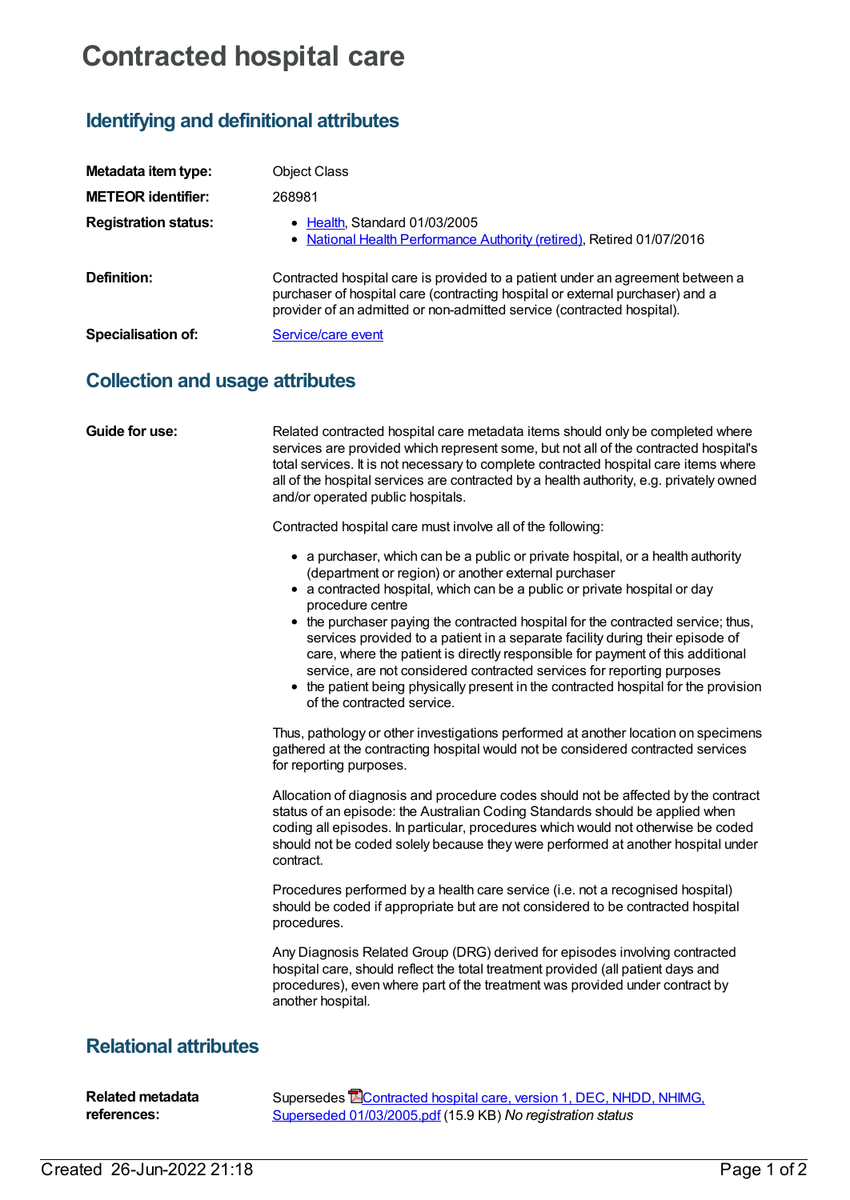# Contracted hospital care

## Identifying and definitional attributes

**Metadata item type:** Object Class

**METEOR identifier:** 268981

**Registration status:**

- Health, Standard 01/03/2005
- National Health Performance Authority (retired), Retired 01/07/2016

**Definition:** Contracted hospital care is provided to a patient under an agreement between a purchaser of hospital care (contracting hospital or external purchaser) and a provider of an admitted or non-admitted service (contracted hospital).

**Specialisation of:** Service/care event

## Collection and usage attributes

**Guide for use:**

Related contracted hospital care metadata items should only be completed where services are provided which represent some, but not all of the contracted hospital's total services. It is not necessary to complete contracted hospital care items where all of the hospital services are contracted by a health authority, e.g. privately owned and/or operated public hospitals.

Contracted hospital care must involve all of the following:

- a purchaser, which can be a public or private hospital, or a health authority (department or region) or another external purchaser
- a contracted hospital, which can be a public or private hospital or day procedure centre
- the purchaser paying the contracted hospital for the contracted service; thus, services provided to a patient in a separate facility during their episode of care, where the patient is directly responsible for payment of this additional service, are not considered contracted services for reporting purposes
- the patient being physically present in the contracted hospital for the provision of the contracted service.

Thus, pathology or other investigations performed at another location on specimens gathered at the contracting hospital would not be considered contracted services for reporting purposes.

Allocation of diagnosis and procedure codes should not be affected by the contract status of an episode: the Australian Coding Standards should be applied when coding all episodes. In particular, procedures which would not otherwise be coded should not be coded solely because they were performed at another hospital under contract.

Procedures performed by a health care service (i.e. not a recognised hospital) should be coded if appropriate but are not considered to be contracted hospital procedures.

Any Diagnosis Related Group (DRG) derived for episodes involving contracted hospital care, should reflect the total treatment provided (all patient days and procedures), even where part of the treatment was provided under contract by another hospital.

## Relational attributes

**Related metadata references:** Supersedes Contracted hospital care, version 1, DEC, NHDD, NHIMG, Superseded 01/03/2005.pdf (15.9 KB) *No registration status*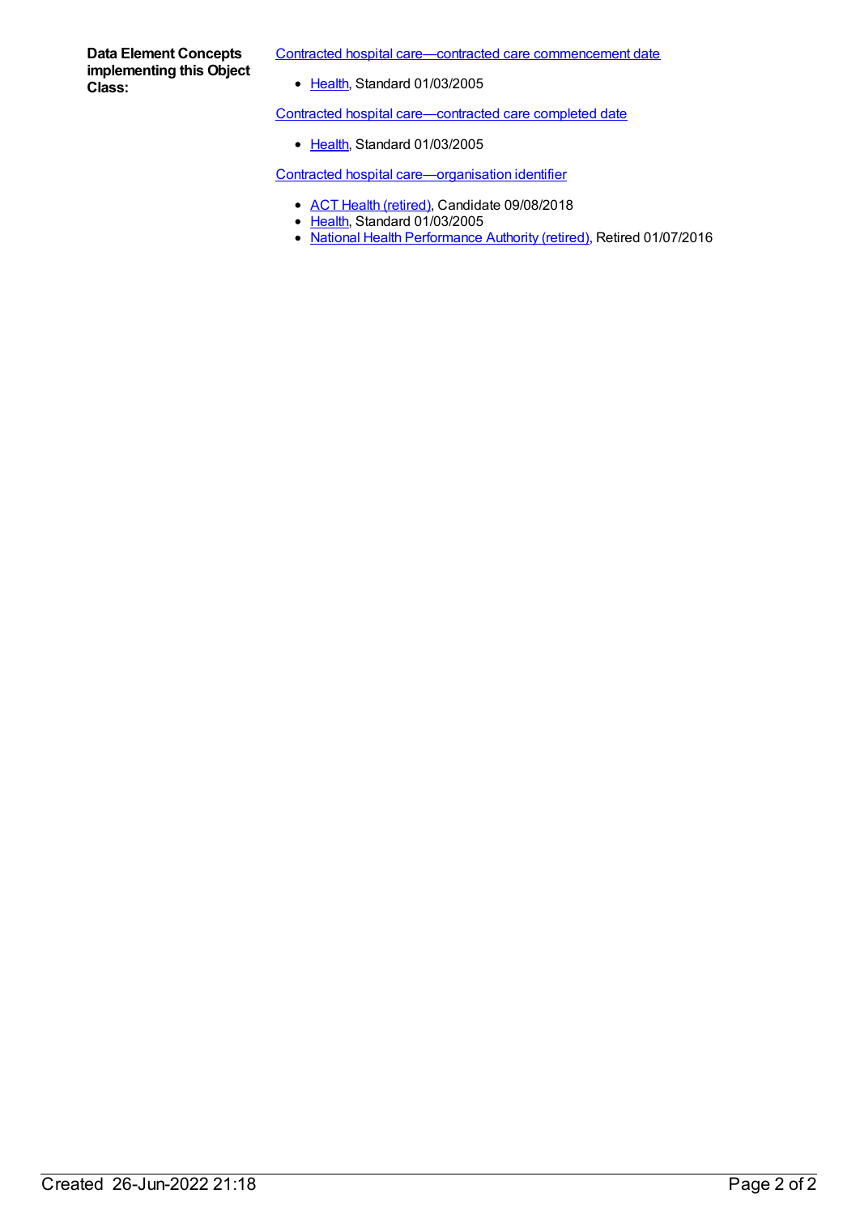**Data Element Concepts implementing this Object Class:**

Contracted hospital care—contracted care commencement date

- Health, Standard 01/03/2005

Contracted hospital care—contracted care completed date

- Health, Standard 01/03/2005

Contracted hospital care—organisation identifier

- ACT Health (retired), Candidate 09/08/2018
- Health, Standard 01/03/2005
- National Health Performance Authority (retired), Retired 01/07/2016